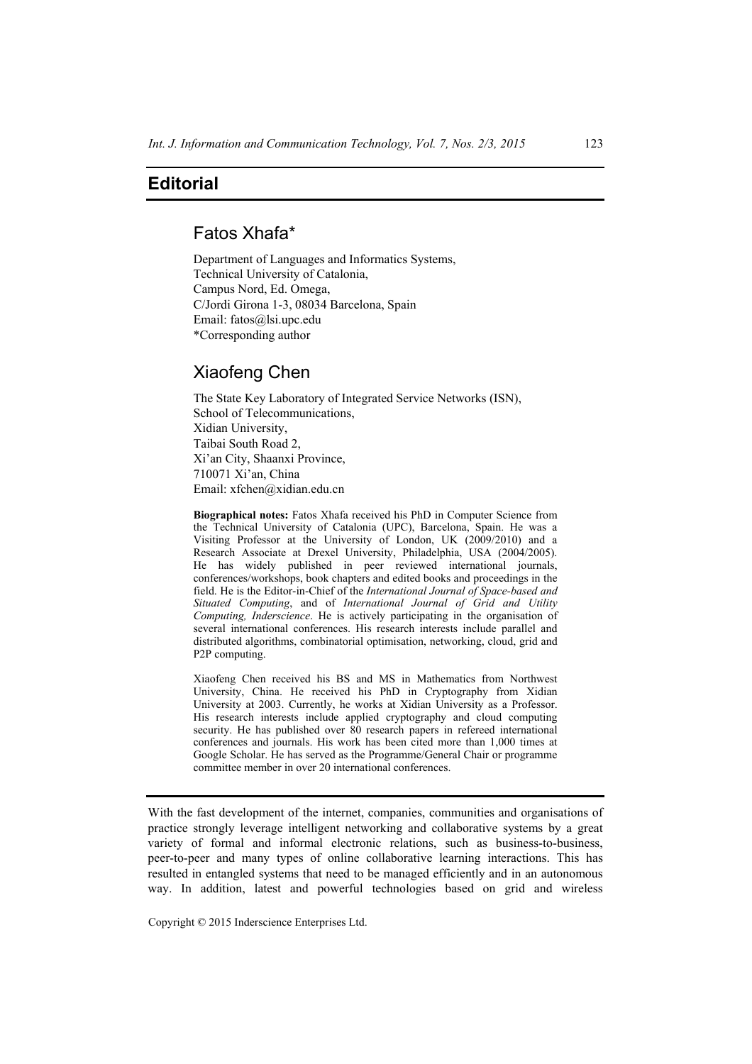# Editorial

## Fatos Xhafa*

Department of Languages and Informatics Systems,
Technical University of Catalonia,
Campus Nord, Ed. Omega,
C/Jordi Girona 1-3, 08034 Barcelona, Spain
Email: fatos@lsi.upc.edu
*Corresponding author

## Xiaofeng Chen

The State Key Laboratory of Integrated Service Networks (ISN),
School of Telecommunications,
Xidian University,
Taibai South Road 2,
Xi'an City, Shaanxi Province,
710071 Xi'an, China
Email: xfchen@xidian.edu.cn

**Biographical notes:** Fatos Xhafa received his PhD in Computer Science from the Technical University of Catalonia (UPC), Barcelona, Spain. He was a Visiting Professor at the University of London, UK (2009/2010) and a Research Associate at Drexel University, Philadelphia, USA (2004/2005). He has widely published in peer reviewed international journals, conferences/workshops, book chapters and edited books and proceedings in the field. He is the Editor-in-Chief of the *International Journal of Space-based and Situated Computing*, and of *International Journal of Grid and Utility Computing, Inderscience*. He is actively participating in the organisation of several international conferences. His research interests include parallel and distributed algorithms, combinatorial optimisation, networking, cloud, grid and P2P computing.

Xiaofeng Chen received his BS and MS in Mathematics from Northwest University, China. He received his PhD in Cryptography from Xidian University at 2003. Currently, he works at Xidian University as a Professor. His research interests include applied cryptography and cloud computing security. He has published over 80 research papers in refereed international conferences and journals. His work has been cited more than 1,000 times at Google Scholar. He has served as the Programme/General Chair or programme committee member in over 20 international conferences.

---

With the fast development of the internet, companies, communities and organisations of practice strongly leverage intelligent networking and collaborative systems by a great variety of formal and informal electronic relations, such as business-to-business, peer-to-peer and many types of online collaborative learning interactions. This has resulted in entangled systems that need to be managed efficiently and in an autonomous way. In addition, latest and powerful technologies based on grid and wireless

Copyright © 2015 Inderscience Enterprises Ltd.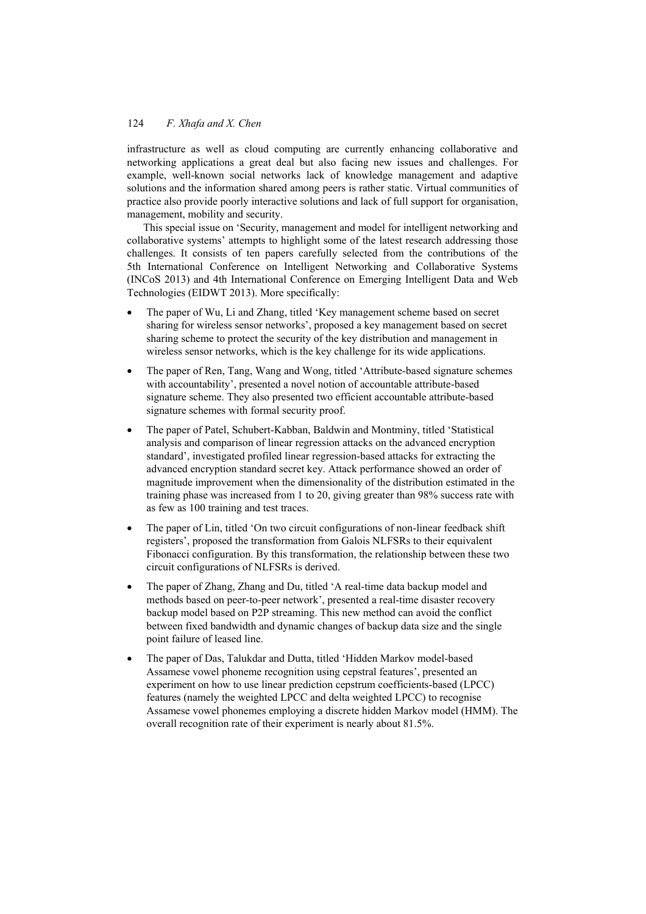infrastructure as well as cloud computing are currently enhancing collaborative and networking applications a great deal but also facing new issues and challenges. For example, well-known social networks lack of knowledge management and adaptive solutions and the information shared among peers is rather static. Virtual communities of practice also provide poorly interactive solutions and lack of full support for organisation, management, mobility and security.

This special issue on 'Security, management and model for intelligent networking and collaborative systems' attempts to highlight some of the latest research addressing those challenges. It consists of ten papers carefully selected from the contributions of the 5th International Conference on Intelligent Networking and Collaborative Systems (INCoS 2013) and 4th International Conference on Emerging Intelligent Data and Web Technologies (EIDWT 2013). More specifically:

- The paper of Wu, Li and Zhang, titled 'Key management scheme based on secret sharing for wireless sensor networks', proposed a key management based on secret sharing scheme to protect the security of the key distribution and management in wireless sensor networks, which is the key challenge for its wide applications.
- The paper of Ren, Tang, Wang and Wong, titled 'Attribute-based signature schemes with accountability', presented a novel notion of accountable attribute-based signature scheme. They also presented two efficient accountable attribute-based signature schemes with formal security proof.
- The paper of Patel, Schubert-Kabban, Baldwin and Montminy, titled 'Statistical analysis and comparison of linear regression attacks on the advanced encryption standard', investigated profiled linear regression-based attacks for extracting the advanced encryption standard secret key. Attack performance showed an order of magnitude improvement when the dimensionality of the distribution estimated in the training phase was increased from 1 to 20, giving greater than 98% success rate with as few as 100 training and test traces.
- The paper of Lin, titled 'On two circuit configurations of non-linear feedback shift registers', proposed the transformation from Galois NLFSRs to their equivalent Fibonacci configuration. By this transformation, the relationship between these two circuit configurations of NLFSRs is derived.
- The paper of Zhang, Zhang and Du, titled 'A real-time data backup model and methods based on peer-to-peer network', presented a real-time disaster recovery backup model based on P2P streaming. This new method can avoid the conflict between fixed bandwidth and dynamic changes of backup data size and the single point failure of leased line.
- The paper of Das, Talukdar and Dutta, titled 'Hidden Markov model-based Assamese vowel phoneme recognition using cepstral features', presented an experiment on how to use linear prediction cepstrum coefficients-based (LPCC) features (namely the weighted LPCC and delta weighted LPCC) to recognise Assamese vowel phonemes employing a discrete hidden Markov model (HMM). The overall recognition rate of their experiment is nearly about 81.5%.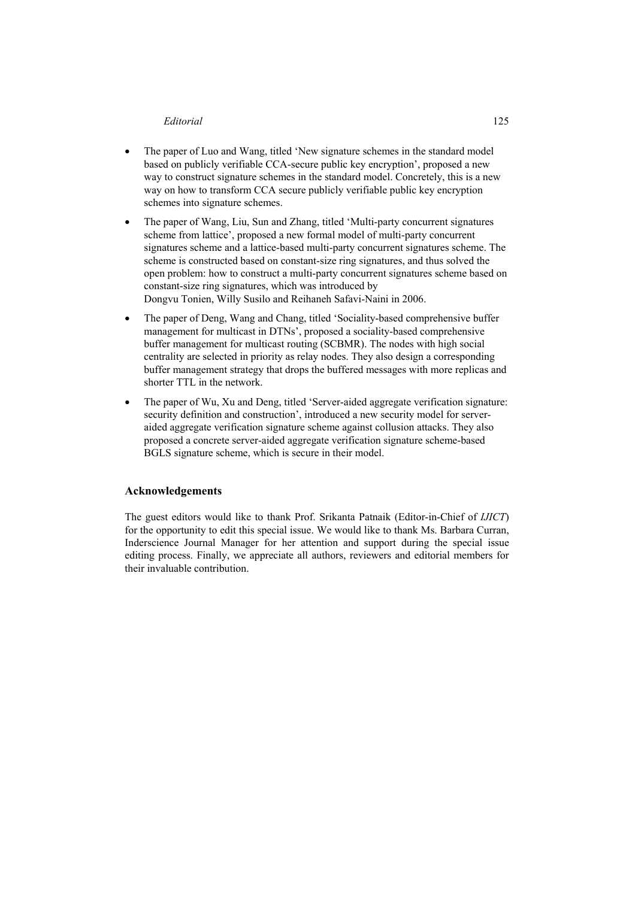- The paper of Luo and Wang, titled 'New signature schemes in the standard model based on publicly verifiable CCA-secure public key encryption', proposed a new way to construct signature schemes in the standard model. Concretely, this is a new way on how to transform CCA secure publicly verifiable public key encryption schemes into signature schemes.
- The paper of Wang, Liu, Sun and Zhang, titled 'Multi-party concurrent signatures scheme from lattice', proposed a new formal model of multi-party concurrent signatures scheme and a lattice-based multi-party concurrent signatures scheme. The scheme is constructed based on constant-size ring signatures, and thus solved the open problem: how to construct a multi-party concurrent signatures scheme based on constant-size ring signatures, which was introduced by Dongvu Tonien, Willy Susilo and Reihaneh Safavi-Naini in 2006.
- The paper of Deng, Wang and Chang, titled 'Sociality-based comprehensive buffer management for multicast in DTNs', proposed a sociality-based comprehensive buffer management for multicast routing (SCBMR). The nodes with high social centrality are selected in priority as relay nodes. They also design a corresponding buffer management strategy that drops the buffered messages with more replicas and shorter TTL in the network.
- The paper of Wu, Xu and Deng, titled 'Server-aided aggregate verification signature: security definition and construction', introduced a new security model for server-aided aggregate verification signature scheme against collusion attacks. They also proposed a concrete server-aided aggregate verification signature scheme-based BGLS signature scheme, which is secure in their model.

## Acknowledgements

The guest editors would like to thank Prof. Srikanta Patnaik (Editor-in-Chief of *IJICT*) for the opportunity to edit this special issue. We would like to thank Ms. Barbara Curran, Inderscience Journal Manager for her attention and support during the special issue editing process. Finally, we appreciate all authors, reviewers and editorial members for their invaluable contribution.